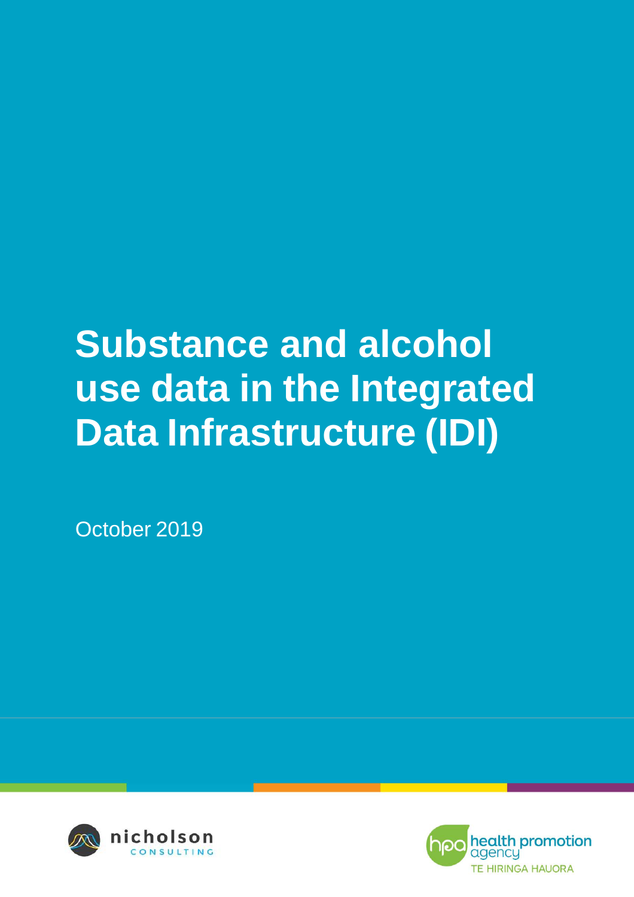# Substance and alcohol use data in the Integrated Data Infrastructure (IDI)

October 2019

nicholson CONSULTING

health promotion agency TE HIRINGA HAUORA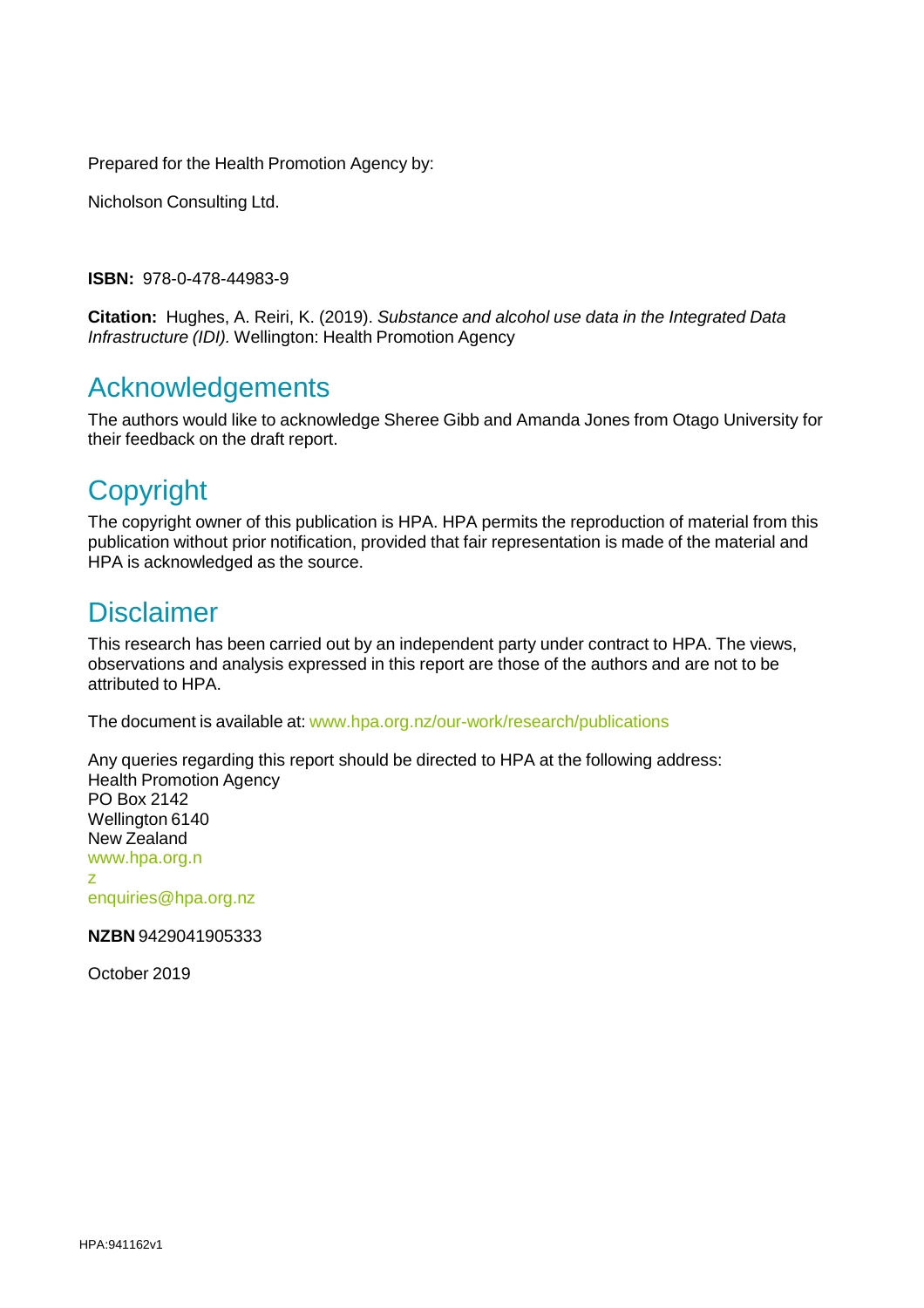Prepared for the Health Promotion Agency by:

Nicholson Consulting Ltd.

**ISBN:** 978-0-478-44983-9

**Citation:** Hughes, A. Reiri, K. (2019). *Substance and alcohol use data in the Integrated Data Infrastructure (IDI).* Wellington: Health Promotion Agency

## Acknowledgements

The authors would like to acknowledge Sheree Gibb and Amanda Jones from Otago University for their feedback on the draft report.

## Copyright

The copyright owner of this publication is HPA. HPA permits the reproduction of material from this publication without prior notification, provided that fair representation is made of the material and HPA is acknowledged as the source.

## Disclaimer

This research has been carried out by an independent party under contract to HPA. The views, observations and analysis expressed in this report are those of the authors and are not to be attributed to HPA.

The document is available at: www.hpa.org.nz/our-work/research/publications

Any queries regarding this report should be directed to HPA at the following address:
Health Promotion Agency
PO Box 2142
Wellington 6140
New Zealand
www.hpa.org.nz
enquiries@hpa.org.nz

**NZBN** 9429041905333

October 2019

HPA:941162v1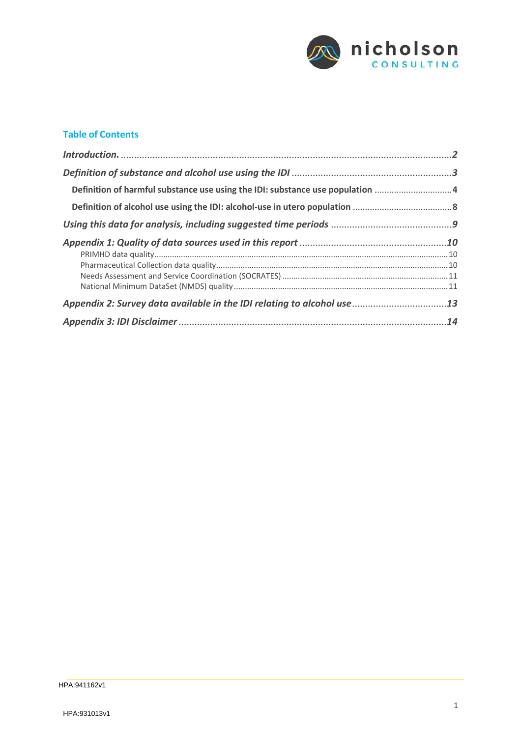## Table of Contents

| | |
|---|---|
| ***Introduction.*** | ***2*** |
| ***Definition of substance and alcohol use using the IDI*** | ***3*** |
| **Definition of harmful substance use using the IDI: substance use population** | **4** |
| **Definition of alcohol use using the IDI: alcohol-use in utero population** | **8** |
| ***Using this data for analysis, including suggested time periods*** | ***9*** |
| ***Appendix 1: Quality of data sources used in this report*** | ***10*** |
| PRIMHD data quality | 10 |
| Pharmaceutical Collection data quality | 10 |
| Needs Assessment and Service Coordination (SOCRATES) | 11 |
| National Minimum DataSet (NMDS) quality | 11 |
| ***Appendix 2: Survey data available in the IDI relating to alcohol use*** | ***13*** |
| ***Appendix 3: IDI Disclaimer*** | ***14*** |

HPA:941162v1

HPA:931013v1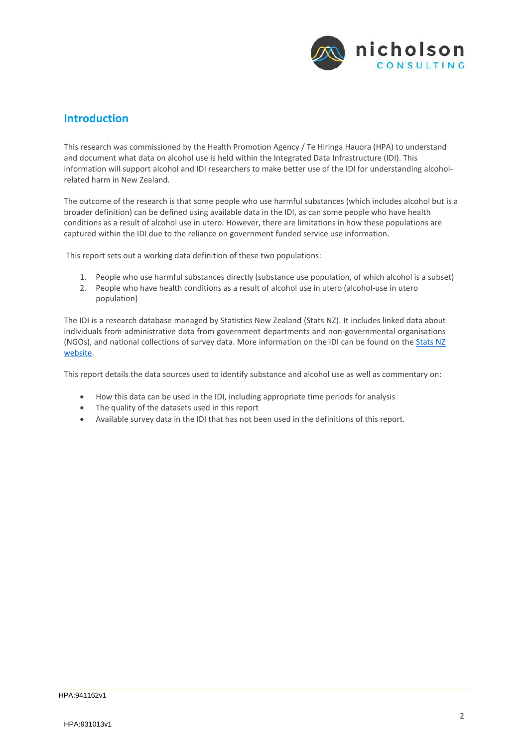## Introduction

This research was commissioned by the Health Promotion Agency / Te Hiringa Hauora (HPA) to understand and document what data on alcohol use is held within the Integrated Data Infrastructure (IDI). This information will support alcohol and IDI researchers to make better use of the IDI for understanding alcohol-related harm in New Zealand.

The outcome of the research is that some people who use harmful substances (which includes alcohol but is a broader definition) can be defined using available data in the IDI, as can some people who have health conditions as a result of alcohol use in utero. However, there are limitations in how these populations are captured within the IDI due to the reliance on government funded service use information.

This report sets out a working data definition of these two populations:

1. People who use harmful substances directly (substance use population, of which alcohol is a subset)
2. People who have health conditions as a result of alcohol use in utero (alcohol-use in utero population)

The IDI is a research database managed by Statistics New Zealand (Stats NZ). It includes linked data about individuals from administrative data from government departments and non-governmental organisations (NGOs), and national collections of survey data. More information on the IDI can be found on the Stats NZ website.

This report details the data sources used to identify substance and alcohol use as well as commentary on:

- How this data can be used in the IDI, including appropriate time periods for analysis
- The quality of the datasets used in this report
- Available survey data in the IDI that has not been used in the definitions of this report.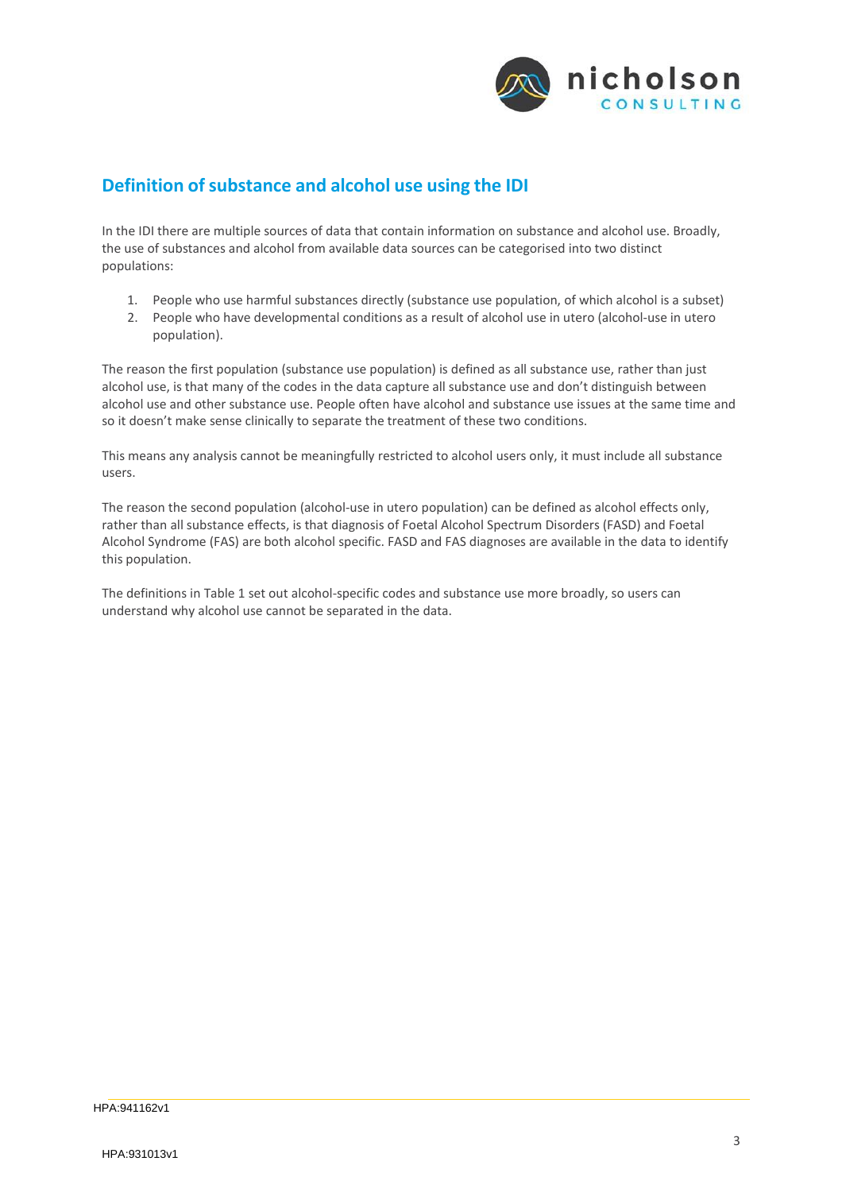## Definition of substance and alcohol use using the IDI

In the IDI there are multiple sources of data that contain information on substance and alcohol use. Broadly, the use of substances and alcohol from available data sources can be categorised into two distinct populations:

1. People who use harmful substances directly (substance use population, of which alcohol is a subset)
2. People who have developmental conditions as a result of alcohol use in utero (alcohol-use in utero population).

The reason the first population (substance use population) is defined as all substance use, rather than just alcohol use, is that many of the codes in the data capture all substance use and don't distinguish between alcohol use and other substance use. People often have alcohol and substance use issues at the same time and so it doesn't make sense clinically to separate the treatment of these two conditions.

This means any analysis cannot be meaningfully restricted to alcohol users only, it must include all substance users.

The reason the second population (alcohol-use in utero population) can be defined as alcohol effects only, rather than all substance effects, is that diagnosis of Foetal Alcohol Spectrum Disorders (FASD) and Foetal Alcohol Syndrome (FAS) are both alcohol specific. FASD and FAS diagnoses are available in the data to identify this population.

The definitions in Table 1 set out alcohol-specific codes and substance use more broadly, so users can understand why alcohol use cannot be separated in the data.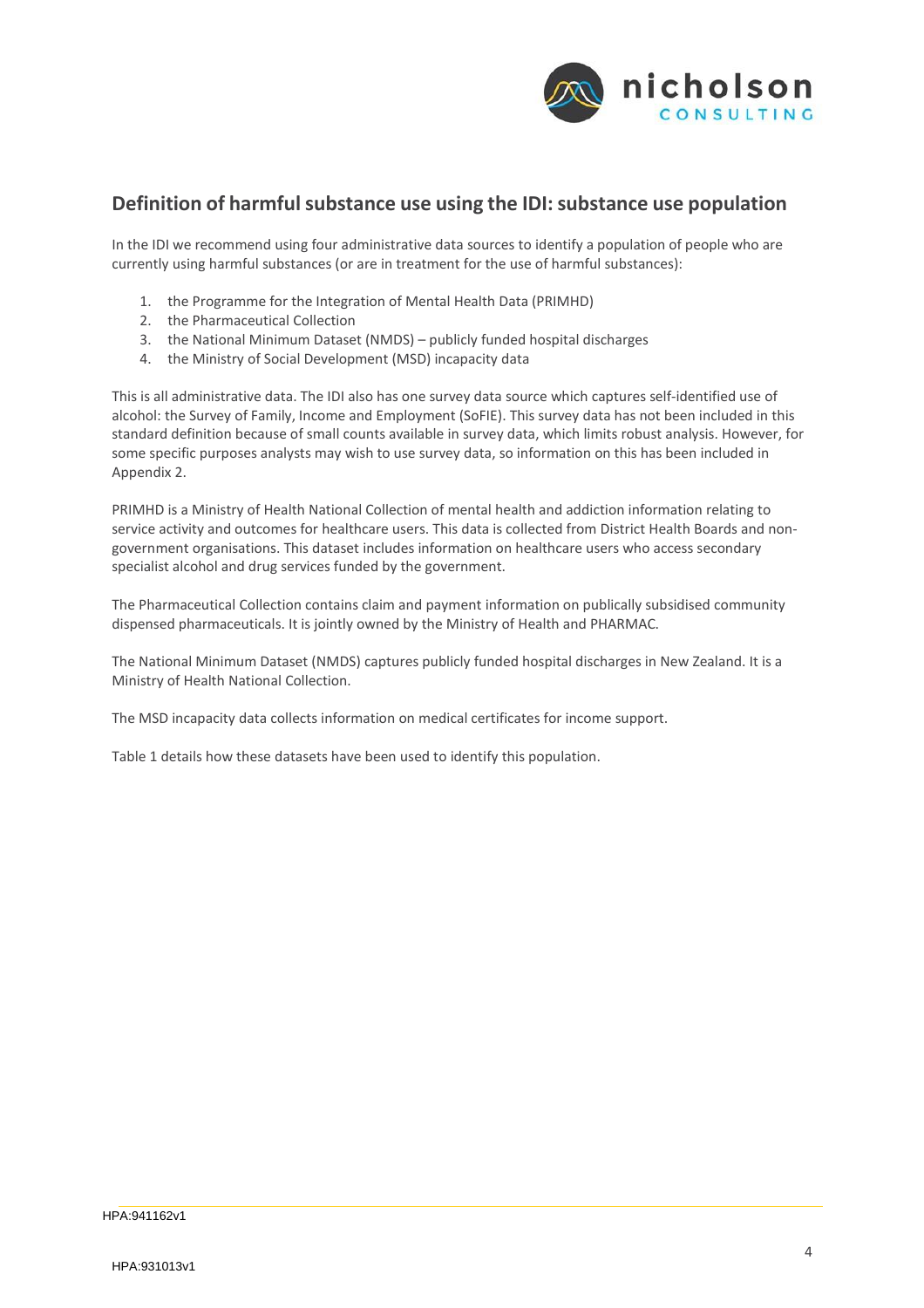## Definition of harmful substance use using the IDI: substance use population

In the IDI we recommend using four administrative data sources to identify a population of people who are currently using harmful substances (or are in treatment for the use of harmful substances):

1. the Programme for the Integration of Mental Health Data (PRIMHD)
2. the Pharmaceutical Collection
3. the National Minimum Dataset (NMDS) – publicly funded hospital discharges
4. the Ministry of Social Development (MSD) incapacity data

This is all administrative data. The IDI also has one survey data source which captures self-identified use of alcohol: the Survey of Family, Income and Employment (SoFIE). This survey data has not been included in this standard definition because of small counts available in survey data, which limits robust analysis. However, for some specific purposes analysts may wish to use survey data, so information on this has been included in Appendix 2.

PRIMHD is a Ministry of Health National Collection of mental health and addiction information relating to service activity and outcomes for healthcare users. This data is collected from District Health Boards and non-government organisations. This dataset includes information on healthcare users who access secondary specialist alcohol and drug services funded by the government.

The Pharmaceutical Collection contains claim and payment information on publically subsidised community dispensed pharmaceuticals. It is jointly owned by the Ministry of Health and PHARMAC.

The National Minimum Dataset (NMDS) captures publicly funded hospital discharges in New Zealand. It is a Ministry of Health National Collection.

The MSD incapacity data collects information on medical certificates for income support.

Table 1 details how these datasets have been used to identify this population.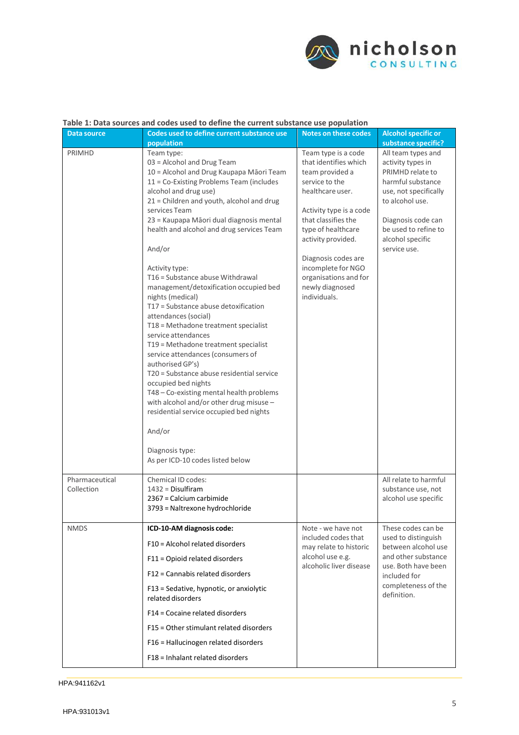**Table 1: Data sources and codes used to define the current substance use population**

| Data source | Codes used to define current substance use population | Notes on these codes | Alcohol specific or substance specific? |
|---|---|---|---|
| PRIMHD | Team type:<br>03 = Alcohol and Drug Team<br>10 = Alcohol and Drug Kaupapa Māori Team<br>11 = Co-Existing Problems Team (includes alcohol and drug use)<br>21 = Children and youth, alcohol and drug services Team<br>23 = Kaupapa Māori dual diagnosis mental health and alcohol and drug services Team<br><br>And/or<br><br>Activity type:<br>T16 = Substance abuse Withdrawal management/detoxification occupied bed nights (medical)<br>T17 = Substance abuse detoxification attendances (social)<br>T18 = Methadone treatment specialist service attendances<br>T19 = Methadone treatment specialist service attendances (consumers of authorised GP's)<br>T20 = Substance abuse residential service occupied bed nights<br>T48 – Co-existing mental health problems with alcohol and/or other drug misuse – residential service occupied bed nights<br><br>And/or<br><br>Diagnosis type:<br>As per ICD-10 codes listed below | Team type is a code that identifies which team provided a service to the healthcare user.<br><br>Activity type is a code that classifies the type of healthcare activity provided.<br><br>Diagnosis codes are incomplete for NGO organisations and for newly diagnosed individuals. | All team types and activity types in PRIMHD relate to harmful substance use, not specifically to alcohol use.<br><br>Diagnosis code can be used to refine to alcohol specific service use. |
| Pharmaceutical Collection | Chemical ID codes:<br>1432 = Disulfiram<br>2367 = Calcium carbimide<br>3793 = Naltrexone hydrochloride | | All relate to harmful substance use, not alcohol use specific |
| NMDS | **ICD-10-AM diagnosis code:**<br>F10 = Alcohol related disorders<br>F11 = Opioid related disorders<br>F12 = Cannabis related disorders<br>F13 = Sedative, hypnotic, or anxiolytic related disorders<br>F14 = Cocaine related disorders<br>F15 = Other stimulant related disorders<br>F16 = Hallucinogen related disorders<br>F18 = Inhalant related disorders | Note - we have not included codes that may relate to historic alcohol use e.g. alcoholic liver disease | These codes can be used to distinguish between alcohol use and other substance use. Both have been included for completeness of the definition. |

HPA:941162v1

HPA:931013v1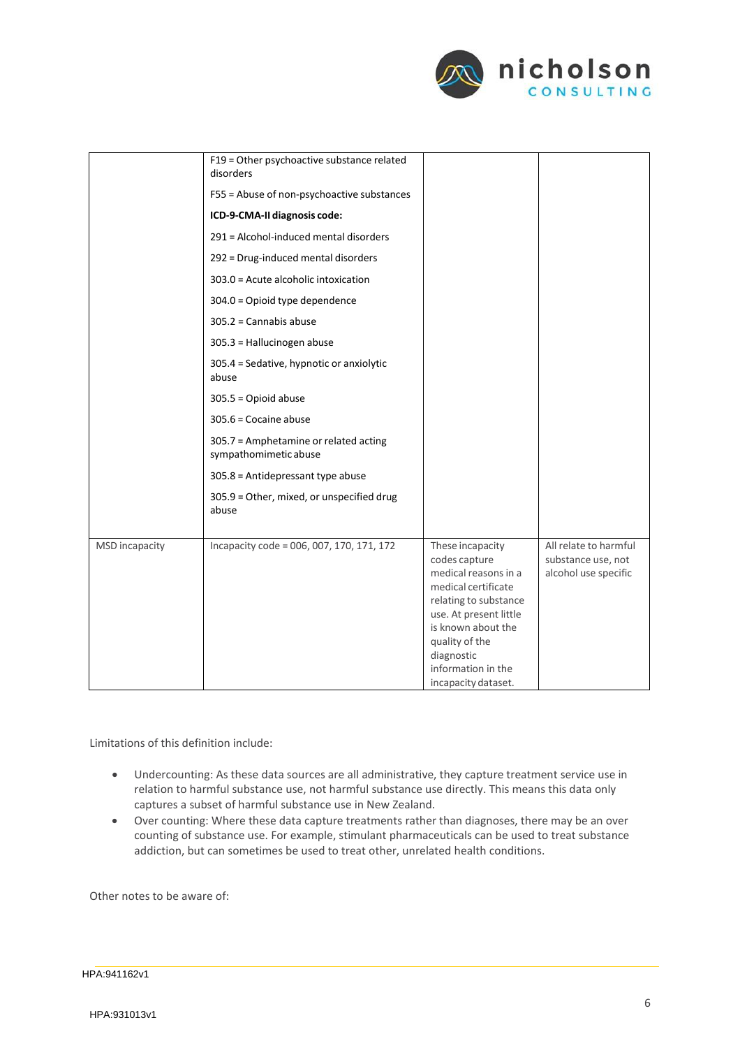| | | | |
|---|---|---|---|
| | F19 = Other psychoactive substance related disorders<br><br>F55 = Abuse of non-psychoactive substances<br><br>**ICD-9-CMA-II diagnosis code:**<br><br>291 = Alcohol-induced mental disorders<br><br>292 = Drug-induced mental disorders<br><br>303.0 = Acute alcoholic intoxication<br><br>304.0 = Opioid type dependence<br><br>305.2 = Cannabis abuse<br><br>305.3 = Hallucinogen abuse<br><br>305.4 = Sedative, hypnotic or anxiolytic abuse<br><br>305.5 = Opioid abuse<br><br>305.6 = Cocaine abuse<br><br>305.7 = Amphetamine or related acting sympathomimetic abuse<br><br>305.8 = Antidepressant type abuse<br><br>305.9 = Other, mixed, or unspecified drug abuse | | |
| MSD incapacity | Incapacity code = 006, 007, 170, 171, 172 | These incapacity codes capture medical reasons in a medical certificate relating to substance use. At present little is known about the quality of the diagnostic information in the incapacity dataset. | All relate to harmful substance use, not alcohol use specific |

Limitations of this definition include:

- Undercounting: As these data sources are all administrative, they capture treatment service use in relation to harmful substance use, not harmful substance use directly. This means this data only captures a subset of harmful substance use in New Zealand.
- Over counting: Where these data capture treatments rather than diagnoses, there may be an over counting of substance use. For example, stimulant pharmaceuticals can be used to treat substance addiction, but can sometimes be used to treat other, unrelated health conditions.

Other notes to be aware of:

HPA:941162v1

HPA:931013v1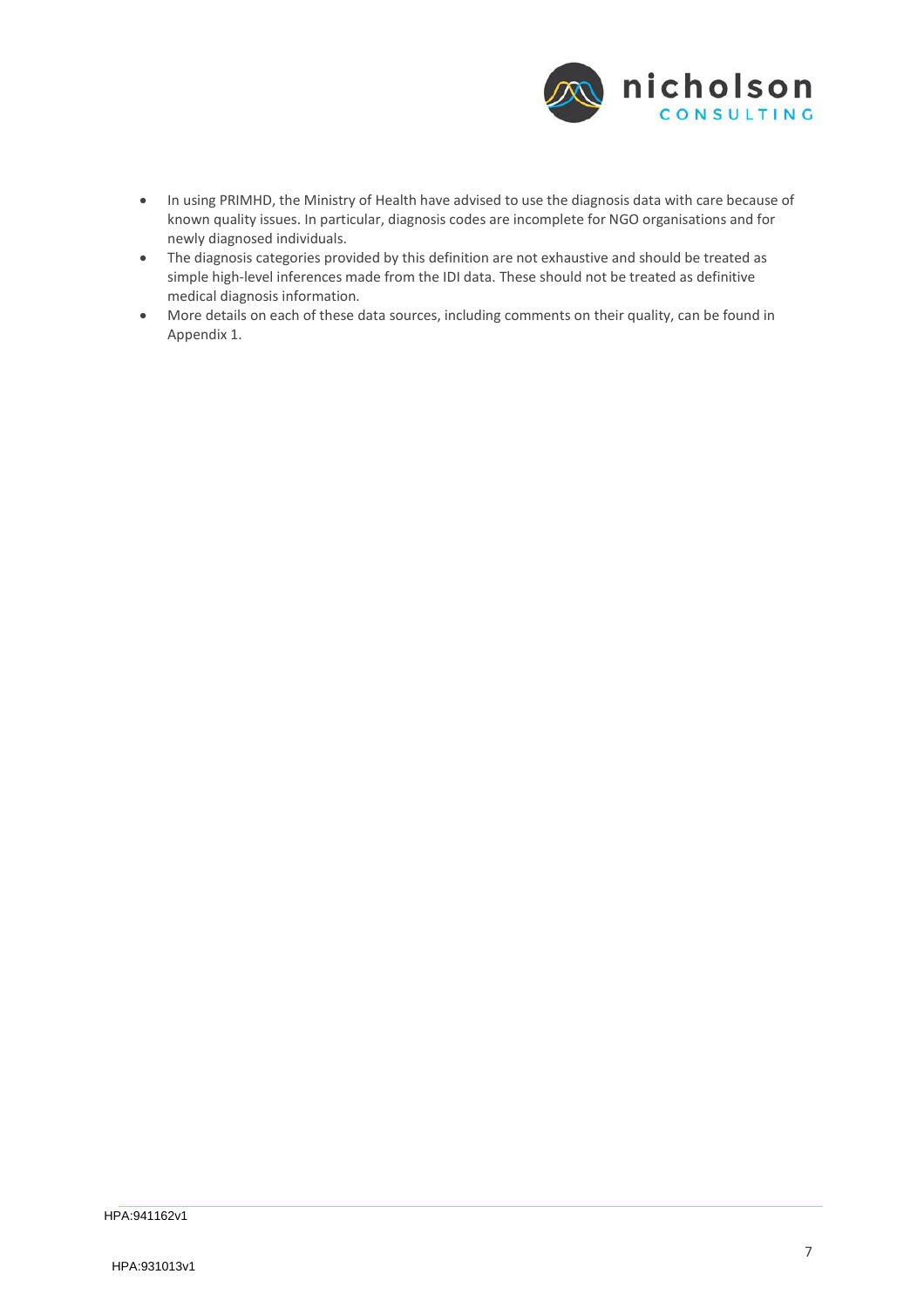- In using PRIMHD, the Ministry of Health have advised to use the diagnosis data with care because of known quality issues. In particular, diagnosis codes are incomplete for NGO organisations and for newly diagnosed individuals.
- The diagnosis categories provided by this definition are not exhaustive and should be treated as simple high-level inferences made from the IDI data. These should not be treated as definitive medical diagnosis information.
- More details on each of these data sources, including comments on their quality, can be found in Appendix 1.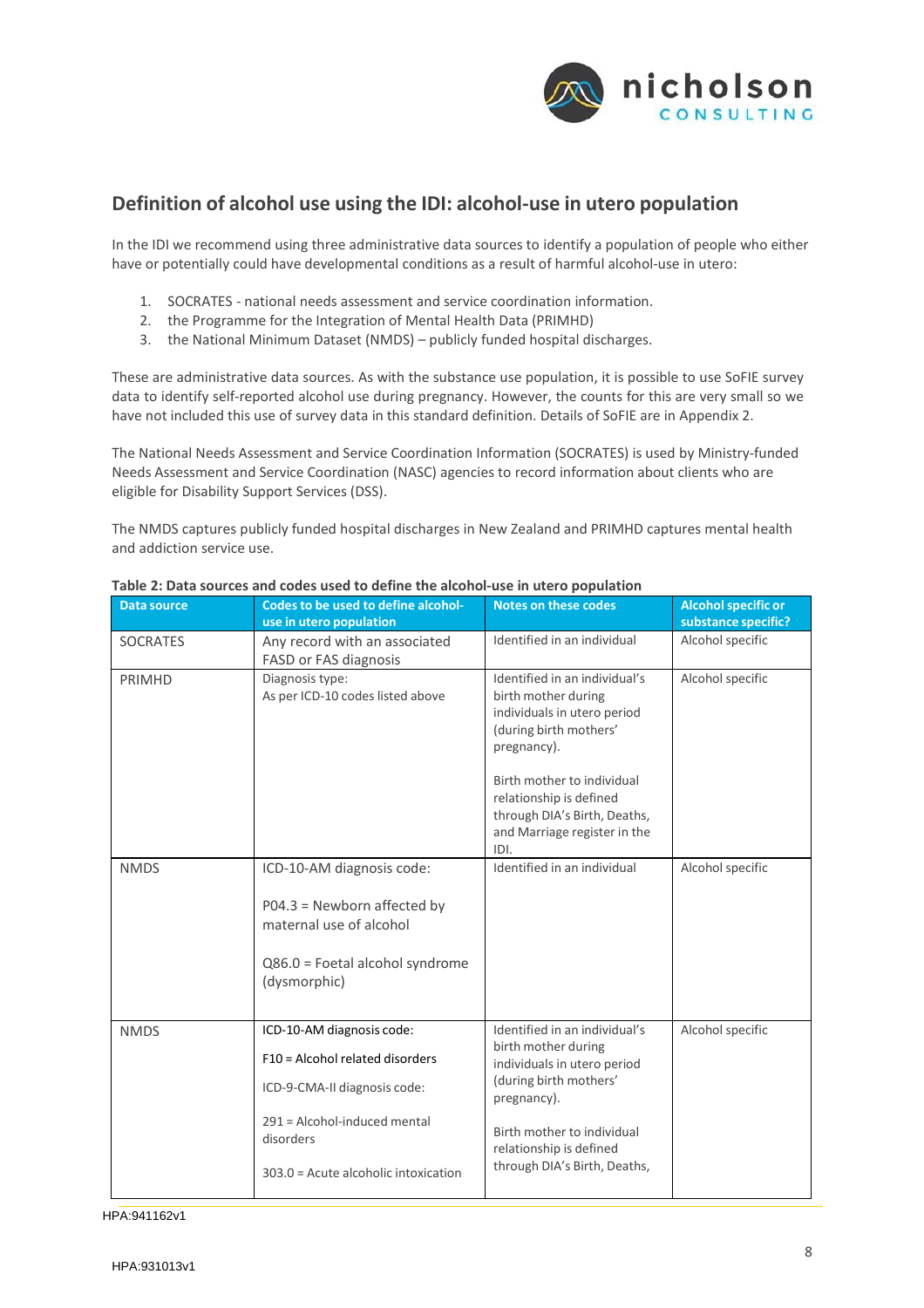## Definition of alcohol use using the IDI: alcohol-use in utero population

In the IDI we recommend using three administrative data sources to identify a population of people who either have or potentially could have developmental conditions as a result of harmful alcohol-use in utero:

1. SOCRATES - national needs assessment and service coordination information.
2. the Programme for the Integration of Mental Health Data (PRIMHD)
3. the National Minimum Dataset (NMDS) – publicly funded hospital discharges.

These are administrative data sources. As with the substance use population, it is possible to use SoFIE survey data to identify self-reported alcohol use during pregnancy. However, the counts for this are very small so we have not included this use of survey data in this standard definition. Details of SoFIE are in Appendix 2.

The National Needs Assessment and Service Coordination Information (SOCRATES) is used by Ministry-funded Needs Assessment and Service Coordination (NASC) agencies to record information about clients who are eligible for Disability Support Services (DSS).

The NMDS captures publicly funded hospital discharges in New Zealand and PRIMHD captures mental health and addiction service use.

**Table 2: Data sources and codes used to define the alcohol-use in utero population**

| Data source | Codes to be used to define alcohol-use in utero population | Notes on these codes | Alcohol specific or substance specific? |
|---|---|---|---|
| SOCRATES | Any record with an associated FASD or FAS diagnosis | Identified in an individual | Alcohol specific |
| PRIMHD | Diagnosis type:<br>As per ICD-10 codes listed above | Identified in an individual's birth mother during individuals in utero period (during birth mothers' pregnancy).<br><br>Birth mother to individual relationship is defined through DIA's Birth, Deaths, and Marriage register in the IDI. | Alcohol specific |
| NMDS | ICD-10-AM diagnosis code:<br><br>P04.3 = Newborn affected by maternal use of alcohol<br><br>Q86.0 = Foetal alcohol syndrome (dysmorphic) | Identified in an individual | Alcohol specific |
| NMDS | ICD-10-AM diagnosis code:<br>F10 = Alcohol related disorders<br>ICD-9-CMA-II diagnosis code:<br>291 = Alcohol-induced mental disorders<br>303.0 = Acute alcoholic intoxication | Identified in an individual's birth mother during individuals in utero period (during birth mothers' pregnancy).<br><br>Birth mother to individual relationship is defined through DIA's Birth, Deaths, | Alcohol specific |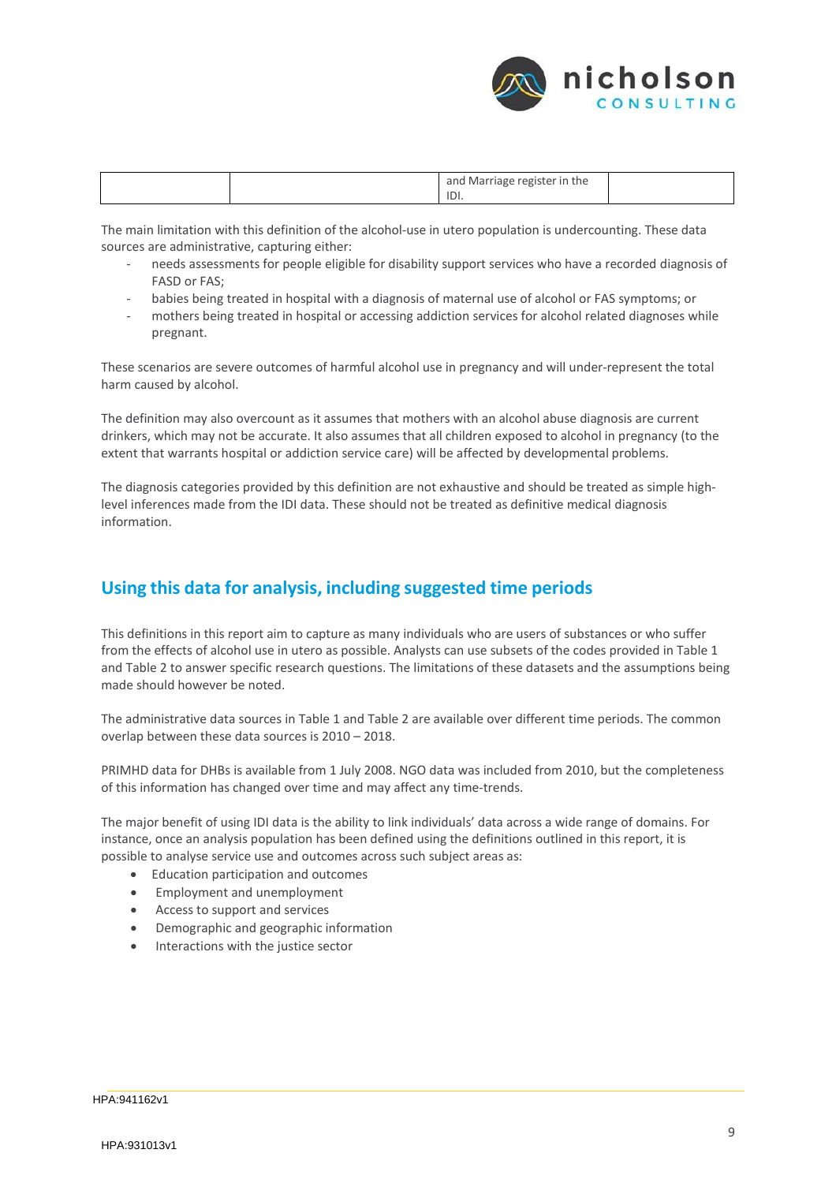|  |  | and Marriage register in the IDI. |  |
|---|---|---|---|

The main limitation with this definition of the alcohol-use in utero population is undercounting. These data sources are administrative, capturing either:

- needs assessments for people eligible for disability support services who have a recorded diagnosis of FASD or FAS;
- babies being treated in hospital with a diagnosis of maternal use of alcohol or FAS symptoms; or
- mothers being treated in hospital or accessing addiction services for alcohol related diagnoses while pregnant.

These scenarios are severe outcomes of harmful alcohol use in pregnancy and will under-represent the total harm caused by alcohol.

The definition may also overcount as it assumes that mothers with an alcohol abuse diagnosis are current drinkers, which may not be accurate. It also assumes that all children exposed to alcohol in pregnancy (to the extent that warrants hospital or addiction service care) will be affected by developmental problems.

The diagnosis categories provided by this definition are not exhaustive and should be treated as simple high-level inferences made from the IDI data. These should not be treated as definitive medical diagnosis information.

## Using this data for analysis, including suggested time periods

This definitions in this report aim to capture as many individuals who are users of substances or who suffer from the effects of alcohol use in utero as possible. Analysts can use subsets of the codes provided in Table 1 and Table 2 to answer specific research questions. The limitations of these datasets and the assumptions being made should however be noted.

The administrative data sources in Table 1 and Table 2 are available over different time periods. The common overlap between these data sources is 2010 – 2018.

PRIMHD data for DHBs is available from 1 July 2008. NGO data was included from 2010, but the completeness of this information has changed over time and may affect any time-trends.

The major benefit of using IDI data is the ability to link individuals' data across a wide range of domains. For instance, once an analysis population has been defined using the definitions outlined in this report, it is possible to analyse service use and outcomes across such subject areas as:

- Education participation and outcomes
- Employment and unemployment
- Access to support and services
- Demographic and geographic information
- Interactions with the justice sector

HPA:941162v1

HPA:931013v1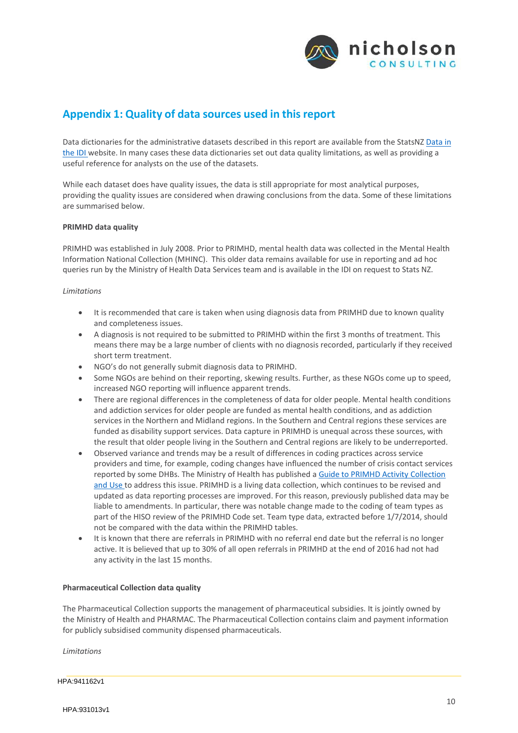## Appendix 1: Quality of data sources used in this report

Data dictionaries for the administrative datasets described in this report are available from the StatsNZ [Data in the IDI](#) website. In many cases these data dictionaries set out data quality limitations, as well as providing a useful reference for analysts on the use of the datasets.

While each dataset does have quality issues, the data is still appropriate for most analytical purposes, providing the quality issues are considered when drawing conclusions from the data. Some of these limitations are summarised below.

**PRIMHD data quality**

PRIMHD was established in July 2008. Prior to PRIMHD, mental health data was collected in the Mental Health Information National Collection (MHINC). This older data remains available for use in reporting and ad hoc queries run by the Ministry of Health Data Services team and is available in the IDI on request to Stats NZ.

*Limitations*

- It is recommended that care is taken when using diagnosis data from PRIMHD due to known quality and completeness issues.
- A diagnosis is not required to be submitted to PRIMHD within the first 3 months of treatment. This means there may be a large number of clients with no diagnosis recorded, particularly if they received short term treatment.
- NGO's do not generally submit diagnosis data to PRIMHD.
- Some NGOs are behind on their reporting, skewing results. Further, as these NGOs come up to speed, increased NGO reporting will influence apparent trends.
- There are regional differences in the completeness of data for older people. Mental health conditions and addiction services for older people are funded as mental health conditions, and as addiction services in the Northern and Midland regions. In the Southern and Central regions these services are funded as disability support services. Data capture in PRIMHD is unequal across these sources, with the result that older people living in the Southern and Central regions are likely to be underreported.
- Observed variance and trends may be a result of differences in coding practices across service providers and time, for example, coding changes have influenced the number of crisis contact services reported by some DHBs. The Ministry of Health has published a [Guide to PRIMHD Activity Collection and Use](#) to address this issue. PRIMHD is a living data collection, which continues to be revised and updated as data reporting processes are improved. For this reason, previously published data may be liable to amendments. In particular, there was notable change made to the coding of team types as part of the HISO review of the PRIMHD Code set. Team type data, extracted before 1/7/2014, should not be compared with the data within the PRIMHD tables.
- It is known that there are referrals in PRIMHD with no referral end date but the referral is no longer active. It is believed that up to 30% of all open referrals in PRIMHD at the end of 2016 had not had any activity in the last 15 months.

**Pharmaceutical Collection data quality**

The Pharmaceutical Collection supports the management of pharmaceutical subsidies. It is jointly owned by the Ministry of Health and PHARMAC. The Pharmaceutical Collection contains claim and payment information for publicly subsidised community dispensed pharmaceuticals.

*Limitations*

HPA:941162v1

HPA:931013v1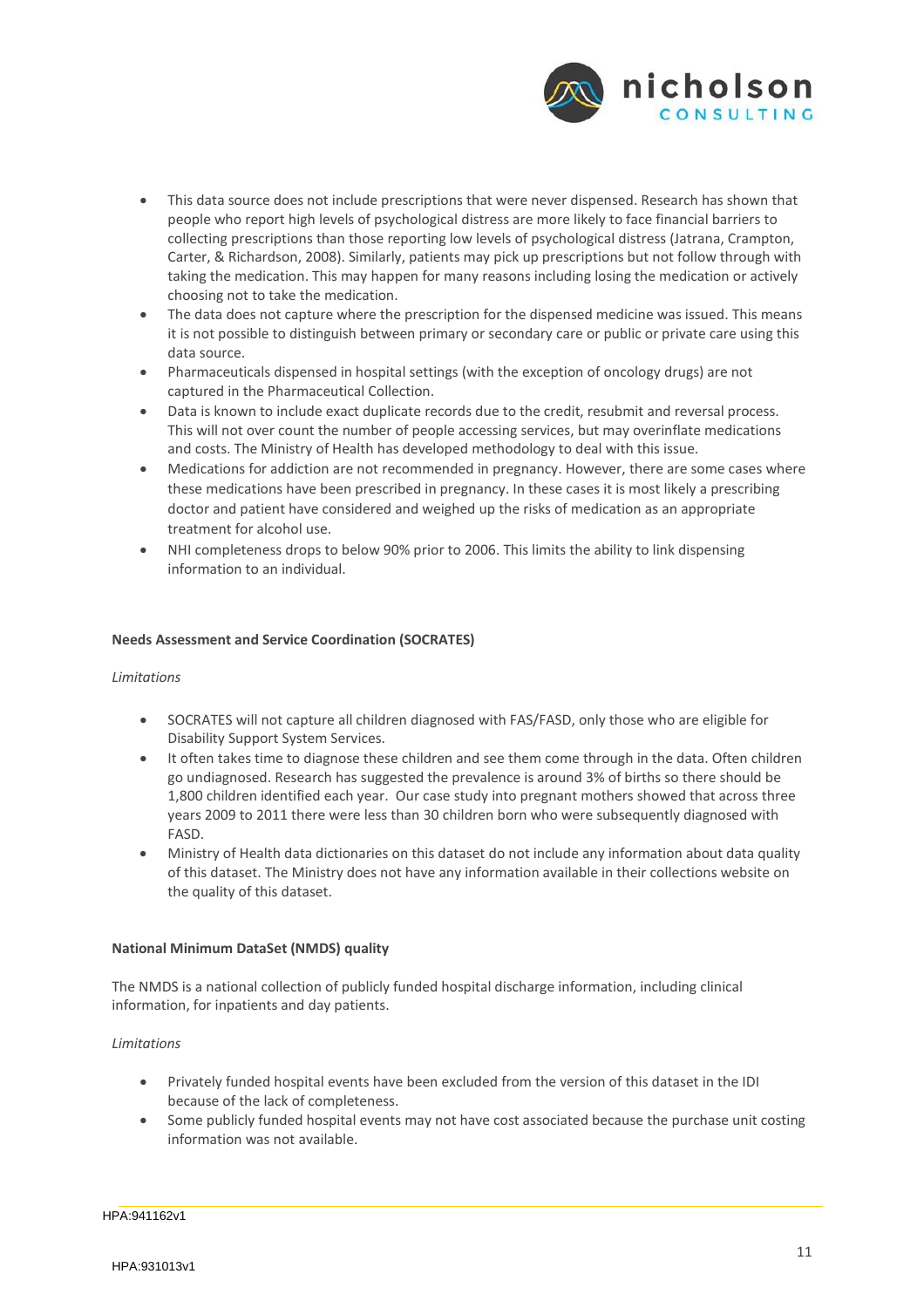- This data source does not include prescriptions that were never dispensed. Research has shown that people who report high levels of psychological distress are more likely to face financial barriers to collecting prescriptions than those reporting low levels of psychological distress (Jatrana, Crampton, Carter, & Richardson, 2008). Similarly, patients may pick up prescriptions but not follow through with taking the medication. This may happen for many reasons including losing the medication or actively choosing not to take the medication.
- The data does not capture where the prescription for the dispensed medicine was issued. This means it is not possible to distinguish between primary or secondary care or public or private care using this data source.
- Pharmaceuticals dispensed in hospital settings (with the exception of oncology drugs) are not captured in the Pharmaceutical Collection.
- Data is known to include exact duplicate records due to the credit, resubmit and reversal process. This will not over count the number of people accessing services, but may overinflate medications and costs. The Ministry of Health has developed methodology to deal with this issue.
- Medications for addiction are not recommended in pregnancy. However, there are some cases where these medications have been prescribed in pregnancy. In these cases it is most likely a prescribing doctor and patient have considered and weighed up the risks of medication as an appropriate treatment for alcohol use.
- NHI completeness drops to below 90% prior to 2006. This limits the ability to link dispensing information to an individual.

**Needs Assessment and Service Coordination (SOCRATES)**

*Limitations*

- SOCRATES will not capture all children diagnosed with FAS/FASD, only those who are eligible for Disability Support System Services.
- It often takes time to diagnose these children and see them come through in the data. Often children go undiagnosed. Research has suggested the prevalence is around 3% of births so there should be 1,800 children identified each year. Our case study into pregnant mothers showed that across three years 2009 to 2011 there were less than 30 children born who were subsequently diagnosed with FASD.
- Ministry of Health data dictionaries on this dataset do not include any information about data quality of this dataset. The Ministry does not have any information available in their collections website on the quality of this dataset.

**National Minimum DataSet (NMDS) quality**

The NMDS is a national collection of publicly funded hospital discharge information, including clinical information, for inpatients and day patients.

*Limitations*

- Privately funded hospital events have been excluded from the version of this dataset in the IDI because of the lack of completeness.
- Some publicly funded hospital events may not have cost associated because the purchase unit costing information was not available.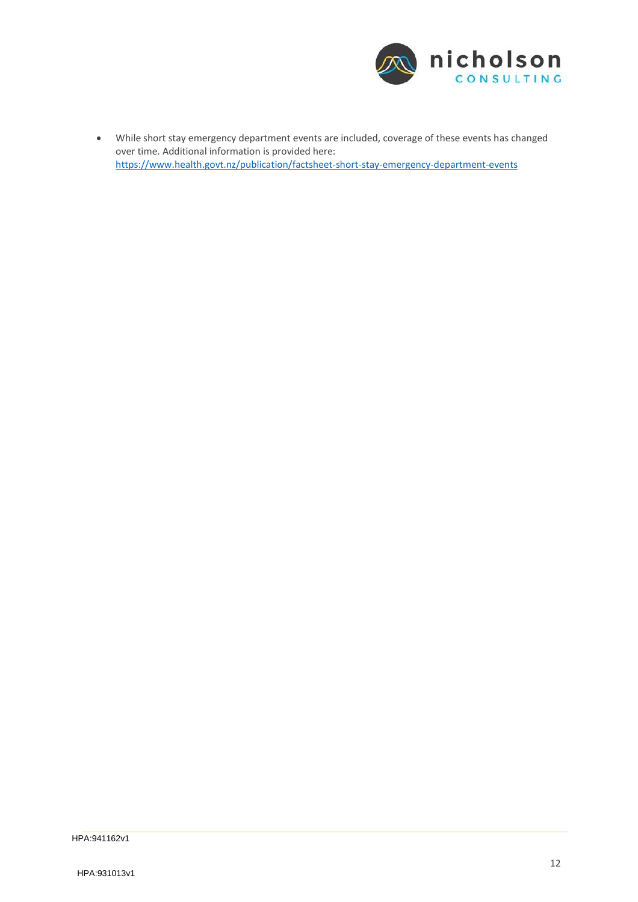- While short stay emergency department events are included, coverage of these events has changed over time. Additional information is provided here: https://www.health.govt.nz/publication/factsheet-short-stay-emergency-department-events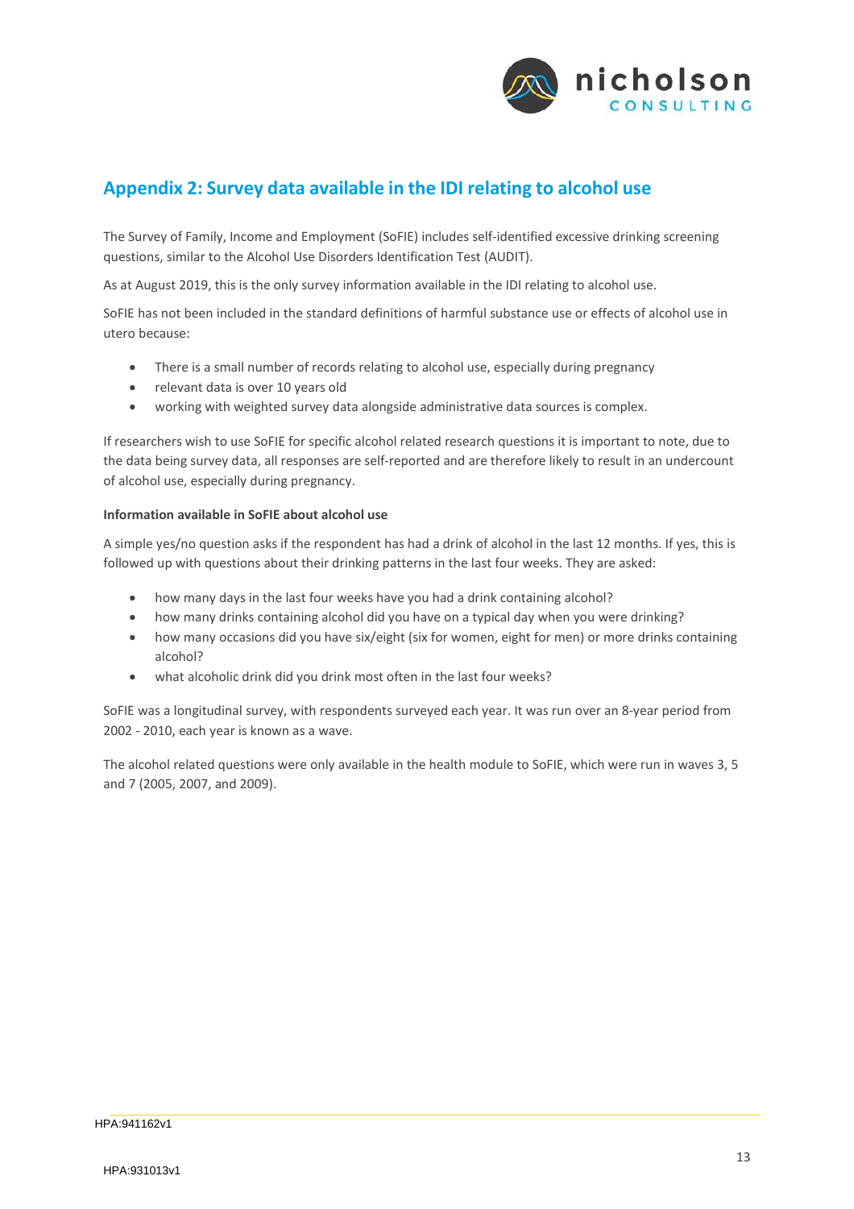## Appendix 2: Survey data available in the IDI relating to alcohol use

The Survey of Family, Income and Employment (SoFIE) includes self-identified excessive drinking screening questions, similar to the Alcohol Use Disorders Identification Test (AUDIT).

As at August 2019, this is the only survey information available in the IDI relating to alcohol use.

SoFIE has not been included in the standard definitions of harmful substance use or effects of alcohol use in utero because:

- There is a small number of records relating to alcohol use, especially during pregnancy
- relevant data is over 10 years old
- working with weighted survey data alongside administrative data sources is complex.

If researchers wish to use SoFIE for specific alcohol related research questions it is important to note, due to the data being survey data, all responses are self-reported and are therefore likely to result in an undercount of alcohol use, especially during pregnancy.

**Information available in SoFIE about alcohol use**

A simple yes/no question asks if the respondent has had a drink of alcohol in the last 12 months. If yes, this is followed up with questions about their drinking patterns in the last four weeks. They are asked:

- how many days in the last four weeks have you had a drink containing alcohol?
- how many drinks containing alcohol did you have on a typical day when you were drinking?
- how many occasions did you have six/eight (six for women, eight for men) or more drinks containing alcohol?
- what alcoholic drink did you drink most often in the last four weeks?

SoFIE was a longitudinal survey, with respondents surveyed each year. It was run over an 8-year period from 2002 - 2010, each year is known as a wave.

The alcohol related questions were only available in the health module to SoFIE, which were run in waves 3, 5 and 7 (2005, 2007, and 2009).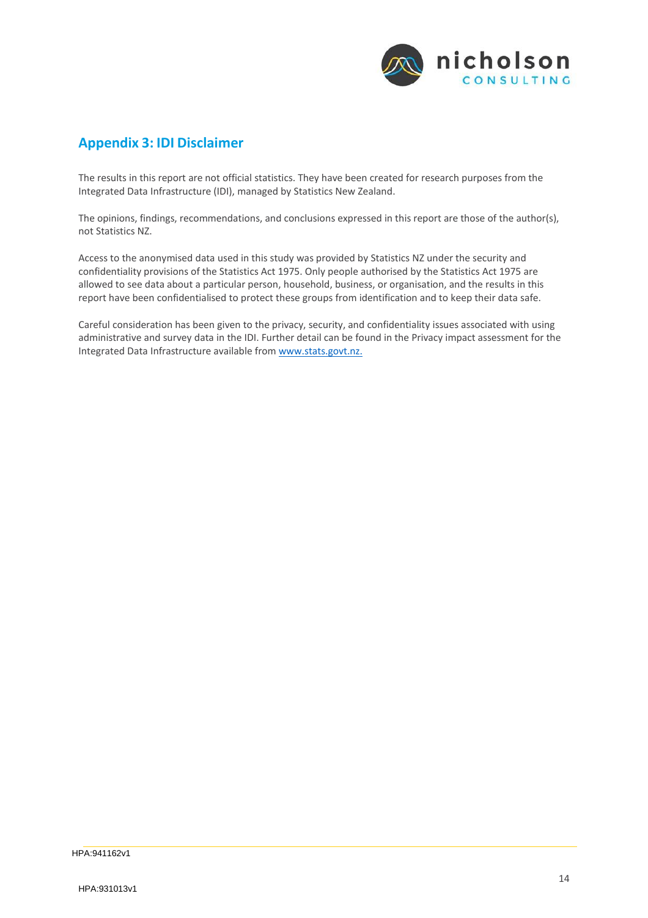## Appendix 3: IDI Disclaimer

The results in this report are not official statistics. They have been created for research purposes from the Integrated Data Infrastructure (IDI), managed by Statistics New Zealand.

The opinions, findings, recommendations, and conclusions expressed in this report are those of the author(s), not Statistics NZ.

Access to the anonymised data used in this study was provided by Statistics NZ under the security and confidentiality provisions of the Statistics Act 1975. Only people authorised by the Statistics Act 1975 are allowed to see data about a particular person, household, business, or organisation, and the results in this report have been confidentialised to protect these groups from identification and to keep their data safe.

Careful consideration has been given to the privacy, security, and confidentiality issues associated with using administrative and survey data in the IDI. Further detail can be found in the Privacy impact assessment for the Integrated Data Infrastructure available from www.stats.govt.nz.